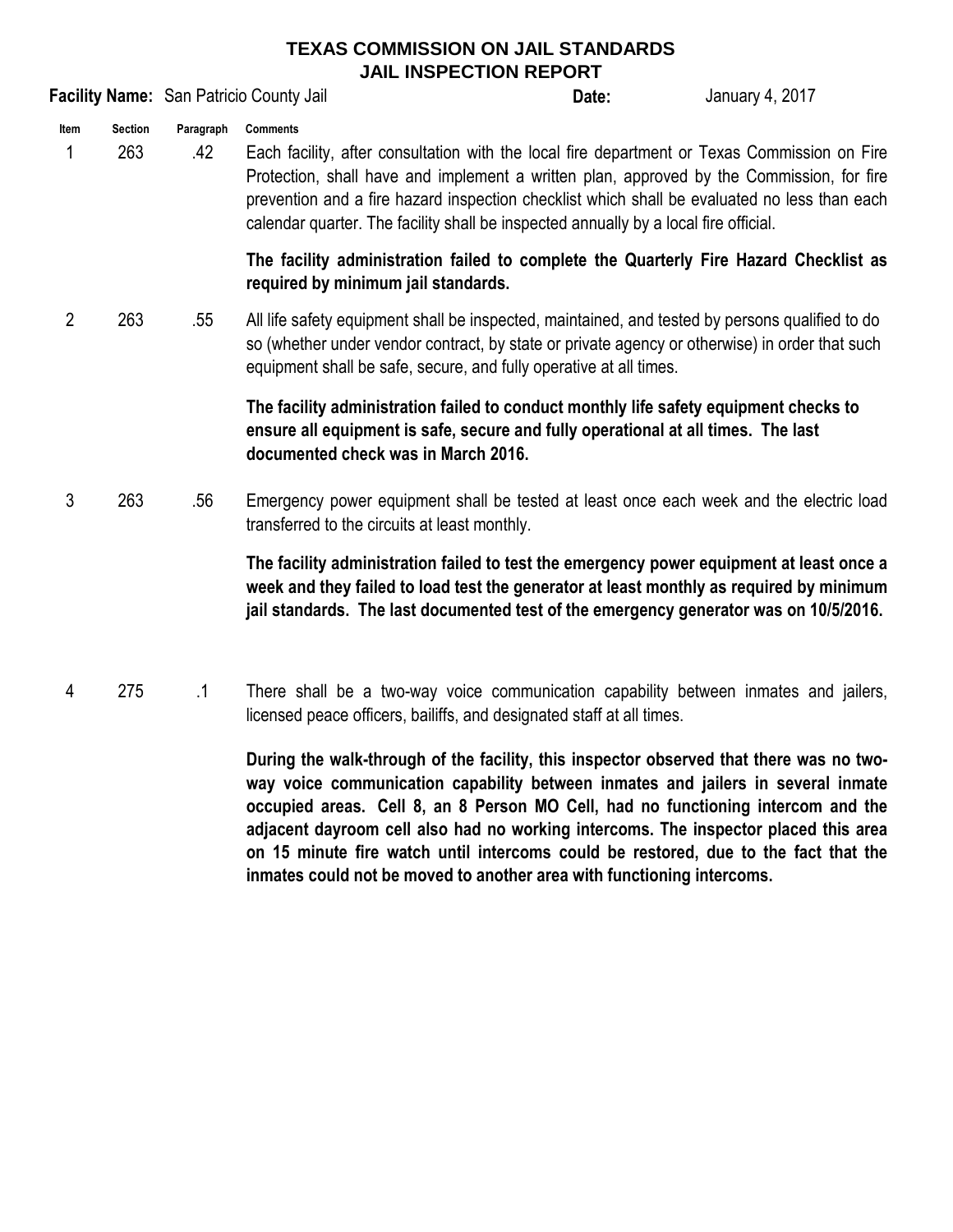# TEXAS COMMISSION ON JAIL STANDARDS
## JAIL INSPECTION REPORT

**Facility Name:** San Patricio County Jail **Date:** January 4, 2017

| Item | Section | Paragraph | Comments |
|---|---|---|---|
| 1 | 263 | .42 | Each facility, after consultation with the local fire department or Texas Commission on Fire Protection, shall have and implement a written plan, approved by the Commission, for fire prevention and a fire hazard inspection checklist which shall be evaluated no less than each calendar quarter. The facility shall be inspected annually by a local fire official.<br><br>**The facility administration failed to complete the Quarterly Fire Hazard Checklist as required by minimum jail standards.** |
| 2 | 263 | .55 | All life safety equipment shall be inspected, maintained, and tested by persons qualified to do so (whether under vendor contract, by state or private agency or otherwise) in order that such equipment shall be safe, secure, and fully operative at all times.<br><br>**The facility administration failed to conduct monthly life safety equipment checks to ensure all equipment is safe, secure and fully operational at all times. The last documented check was in March 2016.** |
| 3 | 263 | .56 | Emergency power equipment shall be tested at least once each week and the electric load transferred to the circuits at least monthly.<br><br>**The facility administration failed to test the emergency power equipment at least once a week and they failed to load test the generator at least monthly as required by minimum jail standards. The last documented test of the emergency generator was on 10/5/2016.** |
| 4 | 275 | .1 | There shall be a two-way voice communication capability between inmates and jailers, licensed peace officers, bailiffs, and designated staff at all times.<br><br>**During the walk-through of the facility, this inspector observed that there was no two-way voice communication capability between inmates and jailers in several inmate occupied areas. Cell 8, an 8 Person MO Cell, had no functioning intercom and the adjacent dayroom cell also had no working intercoms. The inspector placed this area on 15 minute fire watch until intercoms could be restored, due to the fact that the inmates could not be moved to another area with functioning intercoms.** |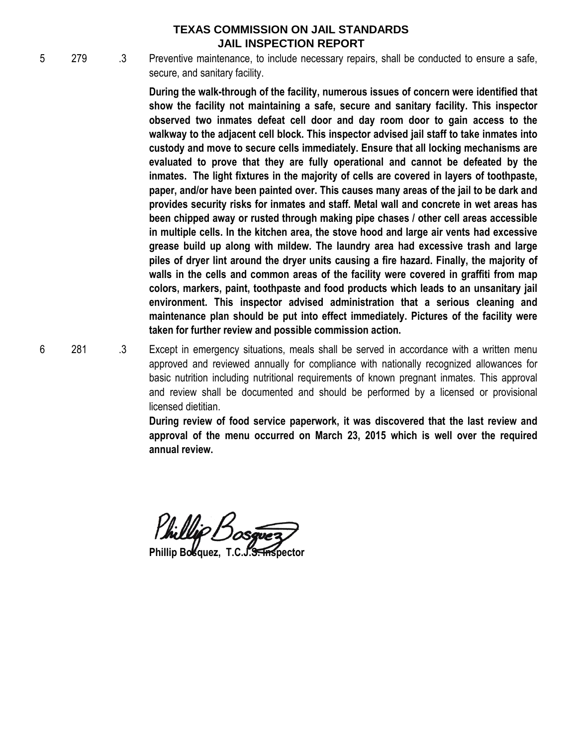5 279 .3 Preventive maintenance, to include necessary repairs, shall be conducted to ensure a safe, secure, and sanitary facility.

**During the walk-through of the facility, numerous issues of concern were identified that show the facility not maintaining a safe, secure and sanitary facility. This inspector observed two inmates defeat cell door and day room door to gain access to the walkway to the adjacent cell block. This inspector advised jail staff to take inmates into custody and move to secure cells immediately. Ensure that all locking mechanisms are evaluated to prove that they are fully operational and cannot be defeated by the inmates. The light fixtures in the majority of cells are covered in layers of toothpaste, paper, and/or have been painted over. This causes many areas of the jail to be dark and provides security risks for inmates and staff. Metal wall and concrete in wet areas has been chipped away or rusted through making pipe chases / other cell areas accessible in multiple cells. In the kitchen area, the stove hood and large air vents had excessive grease build up along with mildew. The laundry area had excessive trash and large piles of dryer lint around the dryer units causing a fire hazard. Finally, the majority of walls in the cells and common areas of the facility were covered in graffiti from map colors, markers, paint, toothpaste and food products which leads to an unsanitary jail environment. This inspector advised administration that a serious cleaning and maintenance plan should be put into effect immediately. Pictures of the facility were taken for further review and possible commission action.**

6 281 .3 Except in emergency situations, meals shall be served in accordance with a written menu approved and reviewed annually for compliance with nationally recognized allowances for basic nutrition including nutritional requirements of known pregnant inmates. This approval and review shall be documented and should be performed by a licensed or provisional licensed dietitian.

**During review of food service paperwork, it was discovered that the last review and approval of the menu occurred on March 23, 2015 which is well over the required annual review.**

*Phillip Bosquez*

**Phillip Bosquez, T.C.J.S. Inspector**